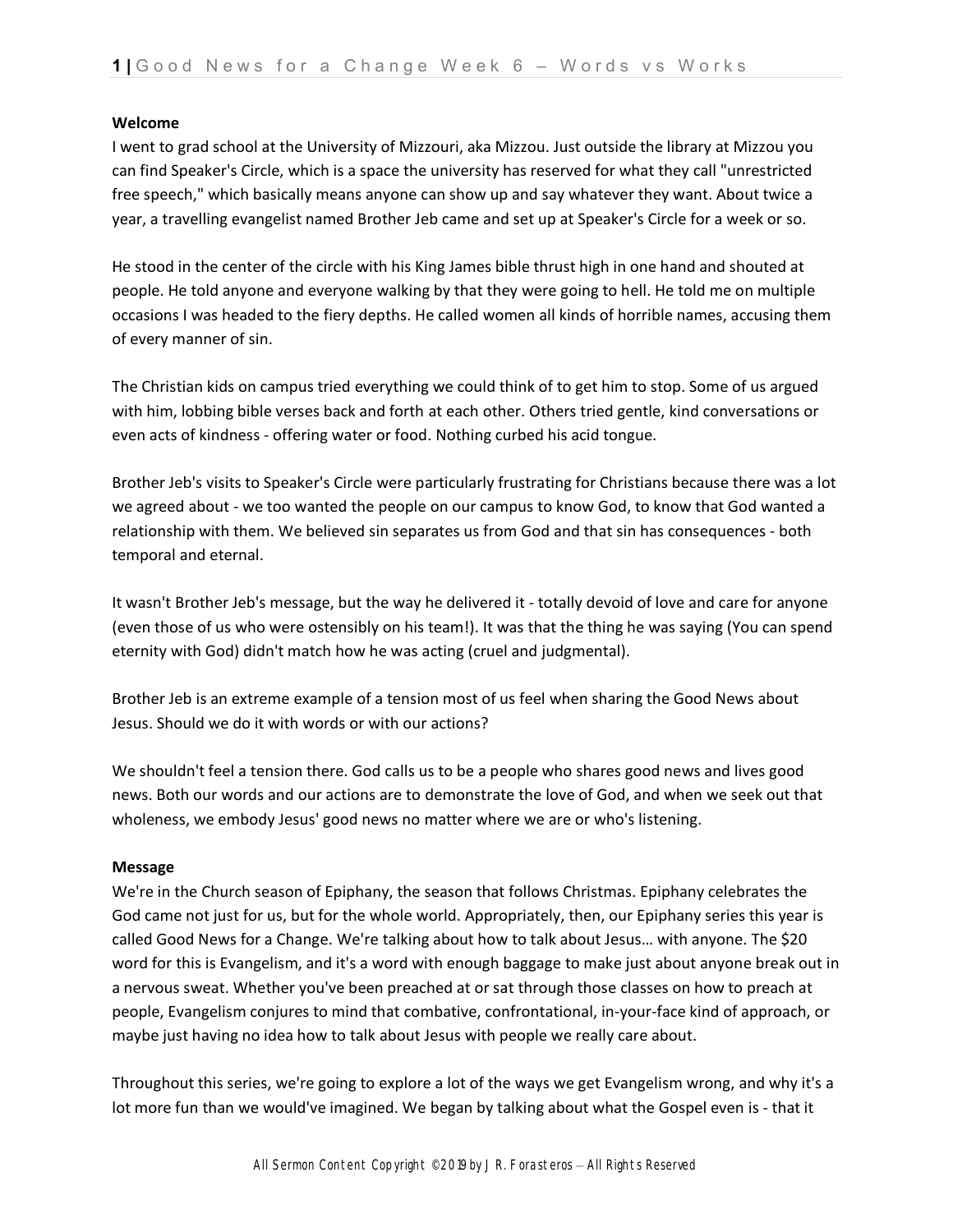**Welcome**

I went to grad school at the University of Mizzouri, aka Mizzou. Just outside the library at Mizzou you can find Speaker's Circle, which is a space the university has reserved for what they call "unrestricted free speech," which basically means anyone can show up and say whatever they want. About twice a year, a travelling evangelist named Brother Jeb came and set up at Speaker's Circle for a week or so.

He stood in the center of the circle with his King James bible thrust high in one hand and shouted at people. He told anyone and everyone walking by that they were going to hell. He told me on multiple occasions I was headed to the fiery depths. He called women all kinds of horrible names, accusing them of every manner of sin.

The Christian kids on campus tried everything we could think of to get him to stop. Some of us argued with him, lobbing bible verses back and forth at each other. Others tried gentle, kind conversations or even acts of kindness - offering water or food. Nothing curbed his acid tongue.

Brother Jeb's visits to Speaker's Circle were particularly frustrating for Christians because there was a lot we agreed about - we too wanted the people on our campus to know God, to know that God wanted a relationship with them. We believed sin separates us from God and that sin has consequences - both temporal and eternal.

It wasn't Brother Jeb's message, but the way he delivered it - totally devoid of love and care for anyone (even those of us who were ostensibly on his team!). It was that the thing he was saying (You can spend eternity with God) didn't match how he was acting (cruel and judgmental).

Brother Jeb is an extreme example of a tension most of us feel when sharing the Good News about Jesus. Should we do it with words or with our actions?

We shouldn't feel a tension there. God calls us to be a people who shares good news and lives good news. Both our words and our actions are to demonstrate the love of God, and when we seek out that wholeness, we embody Jesus' good news no matter where we are or who's listening.

**Message**

We're in the Church season of Epiphany, the season that follows Christmas. Epiphany celebrates the God came not just for us, but for the whole world. Appropriately, then, our Epiphany series this year is called Good News for a Change. We're talking about how to talk about Jesus… with anyone. The $20 word for this is Evangelism, and it's a word with enough baggage to make just about anyone break out in a nervous sweat. Whether you've been preached at or sat through those classes on how to preach at people, Evangelism conjures to mind that combative, confrontational, in-your-face kind of approach, or maybe just having no idea how to talk about Jesus with people we really care about.

Throughout this series, we're going to explore a lot of the ways we get Evangelism wrong, and why it's a lot more fun than we would've imagined. We began by talking about what the Gospel even is - that it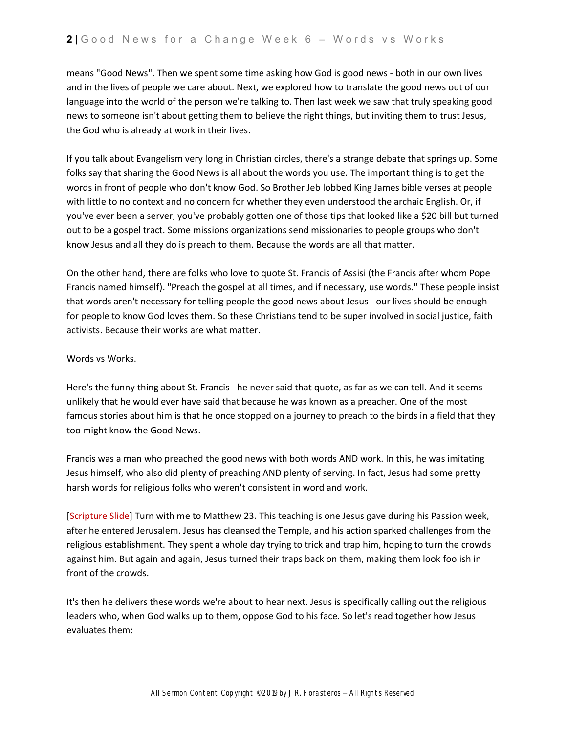means "Good News". Then we spent some time asking how God is good news - both in our own lives and in the lives of people we care about. Next, we explored how to translate the good news out of our language into the world of the person we're talking to. Then last week we saw that truly speaking good news to someone isn't about getting them to believe the right things, but inviting them to trust Jesus, the God who is already at work in their lives.

If you talk about Evangelism very long in Christian circles, there's a strange debate that springs up. Some folks say that sharing the Good News is all about the words you use. The important thing is to get the words in front of people who don't know God. So Brother Jeb lobbed King James bible verses at people with little to no context and no concern for whether they even understood the archaic English. Or, if you've ever been a server, you've probably gotten one of those tips that looked like a $20 bill but turned out to be a gospel tract. Some missions organizations send missionaries to people groups who don't know Jesus and all they do is preach to them. Because the words are all that matter.

On the other hand, there are folks who love to quote St. Francis of Assisi (the Francis after whom Pope Francis named himself). "Preach the gospel at all times, and if necessary, use words." These people insist that words aren't necessary for telling people the good news about Jesus - our lives should be enough for people to know God loves them. So these Christians tend to be super involved in social justice, faith activists. Because their works are what matter.

Words vs Works.

Here's the funny thing about St. Francis - he never said that quote, as far as we can tell. And it seems unlikely that he would ever have said that because he was known as a preacher. One of the most famous stories about him is that he once stopped on a journey to preach to the birds in a field that they too might know the Good News.

Francis was a man who preached the good news with both words AND work. In this, he was imitating Jesus himself, who also did plenty of preaching AND plenty of serving. In fact, Jesus had some pretty harsh words for religious folks who weren't consistent in word and work.

[Scripture Slide] Turn with me to Matthew 23. This teaching is one Jesus gave during his Passion week, after he entered Jerusalem. Jesus has cleansed the Temple, and his action sparked challenges from the religious establishment. They spent a whole day trying to trick and trap him, hoping to turn the crowds against him. But again and again, Jesus turned their traps back on them, making them look foolish in front of the crowds.

It's then he delivers these words we're about to hear next. Jesus is specifically calling out the religious leaders who, when God walks up to them, oppose God to his face. So let's read together how Jesus evaluates them: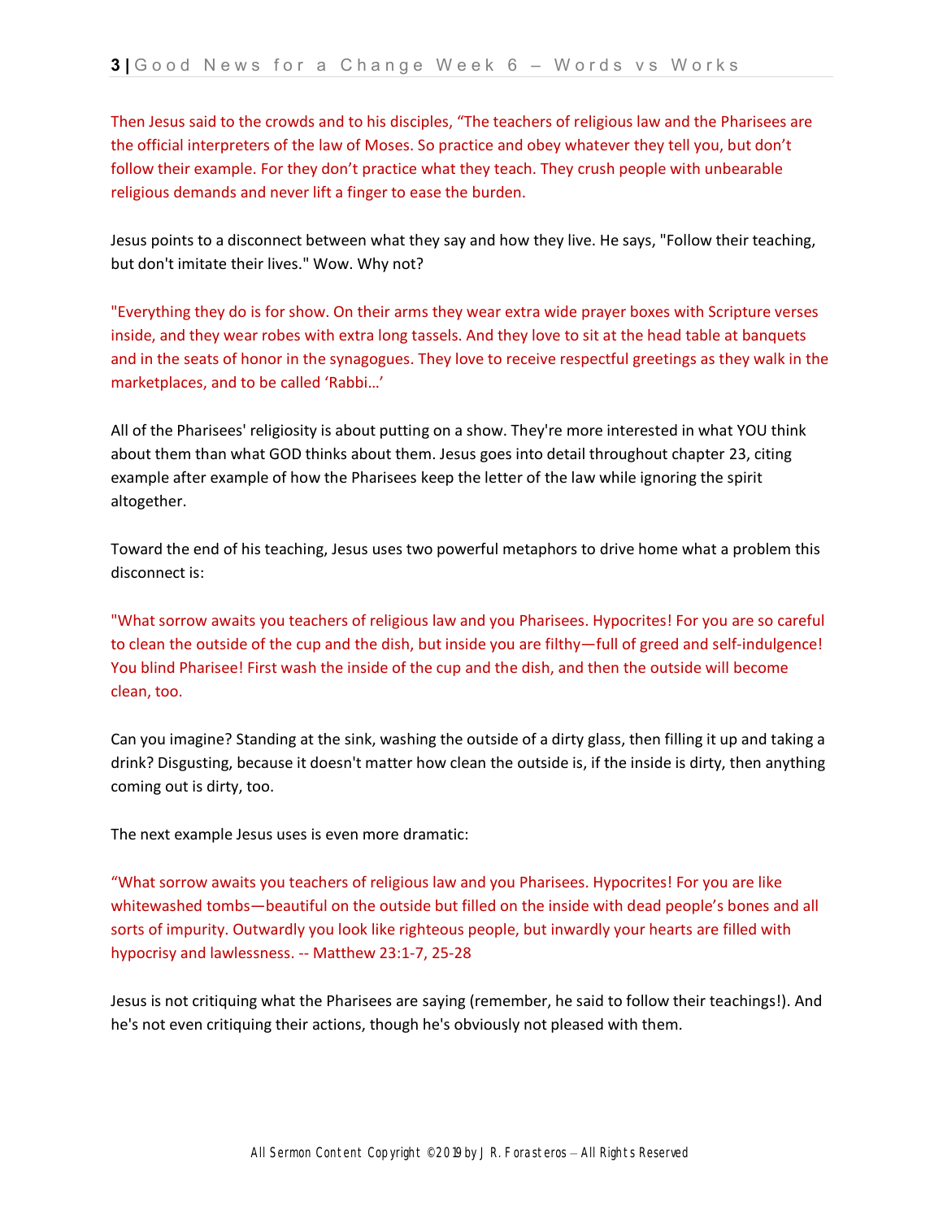Then Jesus said to the crowds and to his disciples, “The teachers of religious law and the Pharisees are the official interpreters of the law of Moses. So practice and obey whatever they tell you, but don’t follow their example. For they don’t practice what they teach. They crush people with unbearable religious demands and never lift a finger to ease the burden.

Jesus points to a disconnect between what they say and how they live. He says, "Follow their teaching, but don't imitate their lives." Wow. Why not?

"Everything they do is for show. On their arms they wear extra wide prayer boxes with Scripture verses inside, and they wear robes with extra long tassels. And they love to sit at the head table at banquets and in the seats of honor in the synagogues. They love to receive respectful greetings as they walk in the marketplaces, and to be called ‘Rabbi…’

All of the Pharisees' religiosity is about putting on a show. They're more interested in what YOU think about them than what GOD thinks about them. Jesus goes into detail throughout chapter 23, citing example after example of how the Pharisees keep the letter of the law while ignoring the spirit altogether.

Toward the end of his teaching, Jesus uses two powerful metaphors to drive home what a problem this disconnect is:

"What sorrow awaits you teachers of religious law and you Pharisees. Hypocrites! For you are so careful to clean the outside of the cup and the dish, but inside you are filthy—full of greed and self-indulgence! You blind Pharisee! First wash the inside of the cup and the dish, and then the outside will become clean, too.

Can you imagine? Standing at the sink, washing the outside of a dirty glass, then filling it up and taking a drink? Disgusting, because it doesn't matter how clean the outside is, if the inside is dirty, then anything coming out is dirty, too.

The next example Jesus uses is even more dramatic:

“What sorrow awaits you teachers of religious law and you Pharisees. Hypocrites! For you are like whitewashed tombs—beautiful on the outside but filled on the inside with dead people’s bones and all sorts of impurity. Outwardly you look like righteous people, but inwardly your hearts are filled with hypocrisy and lawlessness. -- Matthew 23:1-7, 25-28

Jesus is not critiquing what the Pharisees are saying (remember, he said to follow their teachings!). And he's not even critiquing their actions, though he's obviously not pleased with them.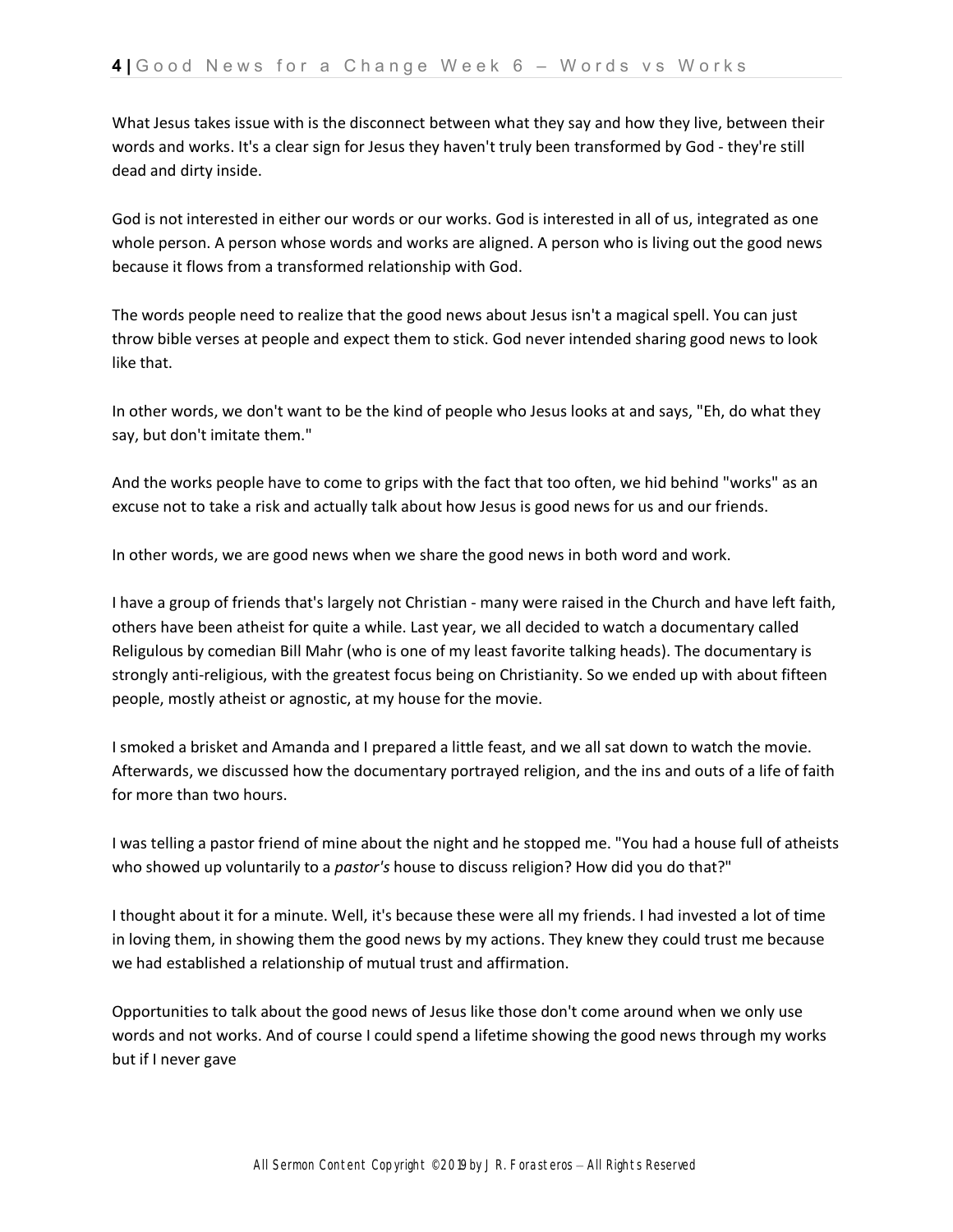What Jesus takes issue with is the disconnect between what they say and how they live, between their words and works. It's a clear sign for Jesus they haven't truly been transformed by God - they're still dead and dirty inside.

God is not interested in either our words or our works. God is interested in all of us, integrated as one whole person. A person whose words and works are aligned. A person who is living out the good news because it flows from a transformed relationship with God.

The words people need to realize that the good news about Jesus isn't a magical spell. You can just throw bible verses at people and expect them to stick. God never intended sharing good news to look like that.

In other words, we don't want to be the kind of people who Jesus looks at and says, "Eh, do what they say, but don't imitate them."

And the works people have to come to grips with the fact that too often, we hid behind "works" as an excuse not to take a risk and actually talk about how Jesus is good news for us and our friends.

In other words, we are good news when we share the good news in both word and work.

I have a group of friends that's largely not Christian - many were raised in the Church and have left faith, others have been atheist for quite a while. Last year, we all decided to watch a documentary called Religulous by comedian Bill Mahr (who is one of my least favorite talking heads). The documentary is strongly anti-religious, with the greatest focus being on Christianity. So we ended up with about fifteen people, mostly atheist or agnostic, at my house for the movie.

I smoked a brisket and Amanda and I prepared a little feast, and we all sat down to watch the movie. Afterwards, we discussed how the documentary portrayed religion, and the ins and outs of a life of faith for more than two hours.

I was telling a pastor friend of mine about the night and he stopped me. "You had a house full of atheists who showed up voluntarily to a *pastor's* house to discuss religion? How did you do that?"

I thought about it for a minute. Well, it's because these were all my friends. I had invested a lot of time in loving them, in showing them the good news by my actions. They knew they could trust me because we had established a relationship of mutual trust and affirmation.

Opportunities to talk about the good news of Jesus like those don't come around when we only use words and not works. And of course I could spend a lifetime showing the good news through my works but if I never gave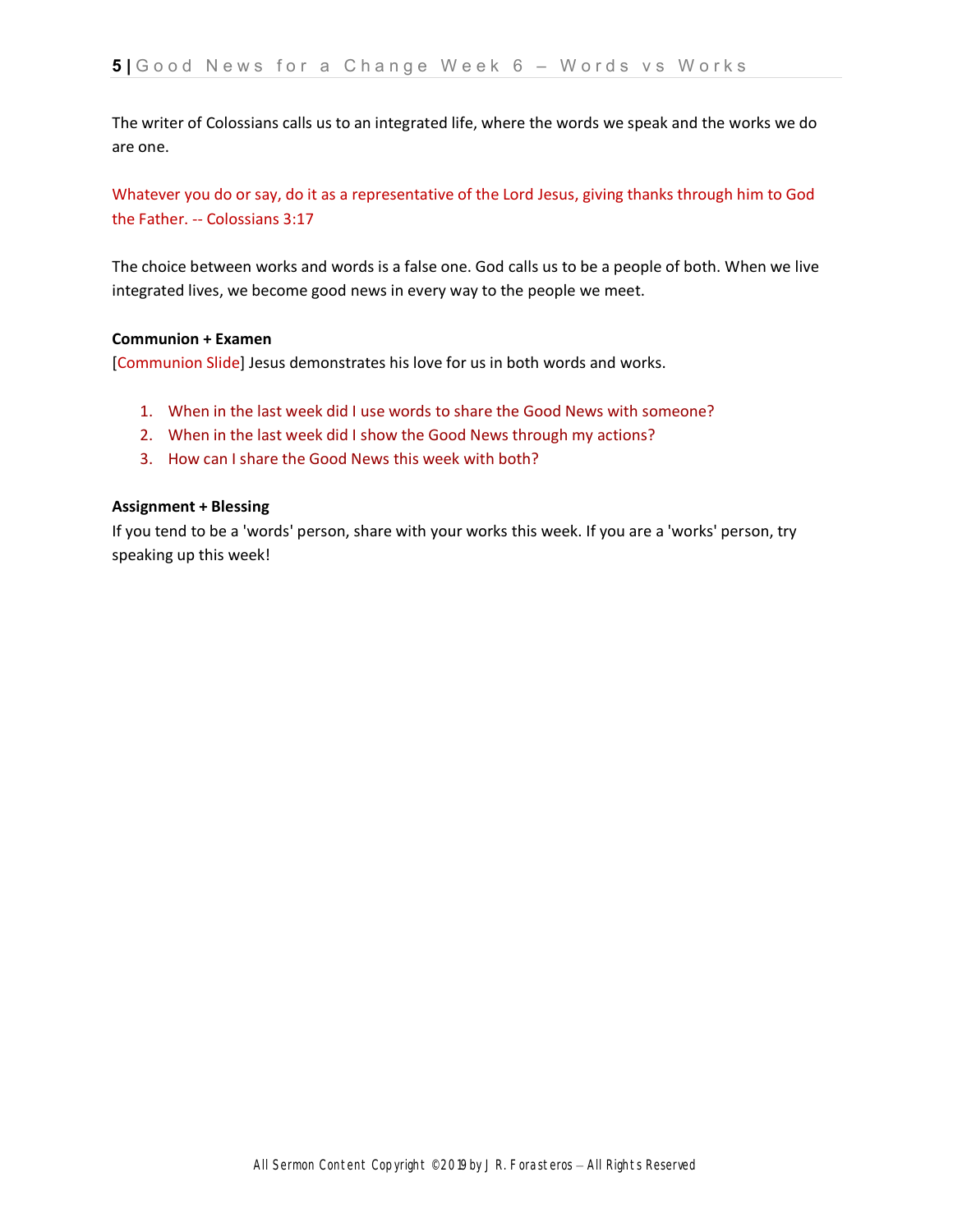The writer of Colossians calls us to an integrated life, where the words we speak and the works we do are one.

Whatever you do or say, do it as a representative of the Lord Jesus, giving thanks through him to God the Father. -- Colossians 3:17

The choice between works and words is a false one. God calls us to be a people of both. When we live integrated lives, we become good news in every way to the people we meet.

**Communion + Examen**

[Communion Slide] Jesus demonstrates his love for us in both words and works.

1. When in the last week did I use words to share the Good News with someone?
2. When in the last week did I show the Good News through my actions?
3. How can I share the Good News this week with both?

**Assignment + Blessing**

If you tend to be a 'words' person, share with your works this week. If you are a 'works' person, try speaking up this week!

All Sermon Content Copyright ©2019 by J R. Forasteros – All Rights Reserved